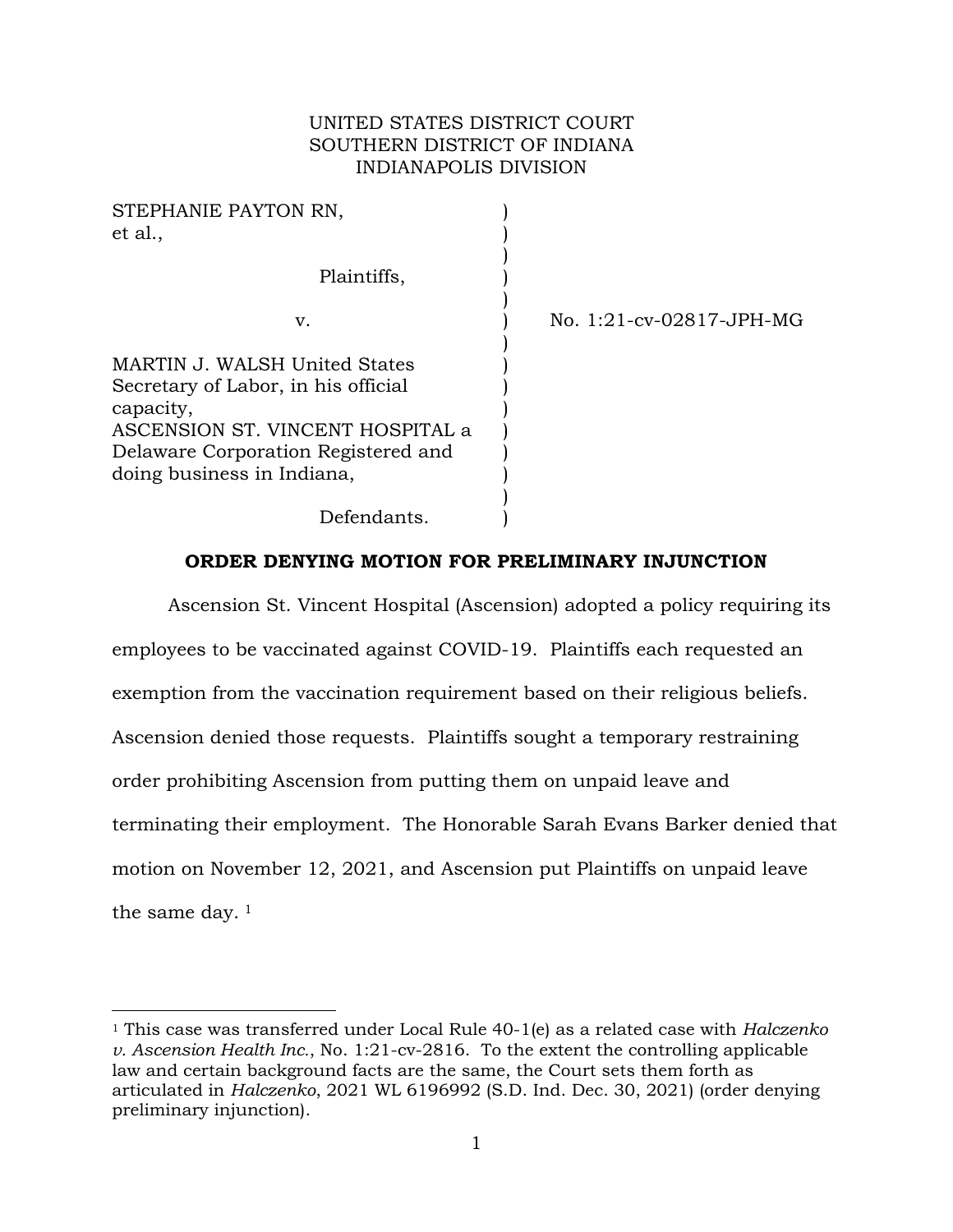UNITED STATES DISTRICT COURT
SOUTHERN DISTRICT OF INDIANA
INDIANAPOLIS DIVISION

STEPHANIE PAYTON RN, et al.,

Plaintiffs,

v.

MARTIN J. WALSH United States Secretary of Labor, in his official capacity,
ASCENSION ST. VINCENT HOSPITAL a Delaware Corporation Registered and doing business in Indiana,

Defendants.

No. 1:21-cv-02817-JPH-MG

**ORDER DENYING MOTION FOR PRELIMINARY INJUNCTION**

Ascension St. Vincent Hospital (Ascension) adopted a policy requiring its employees to be vaccinated against COVID-19. Plaintiffs each requested an exemption from the vaccination requirement based on their religious beliefs. Ascension denied those requests. Plaintiffs sought a temporary restraining order prohibiting Ascension from putting them on unpaid leave and terminating their employment. The Honorable Sarah Evans Barker denied that motion on November 12, 2021, and Ascension put Plaintiffs on unpaid leave the same day. [1]

---

[1] This case was transferred under Local Rule 40-1(e) as a related case with *Halczenko v. Ascension Health Inc.*, No. 1:21-cv-2816. To the extent the controlling applicable law and certain background facts are the same, the Court sets them forth as articulated in *Halczenko*, 2021 WL 6196992 (S.D. Ind. Dec. 30, 2021) (order denying preliminary injunction).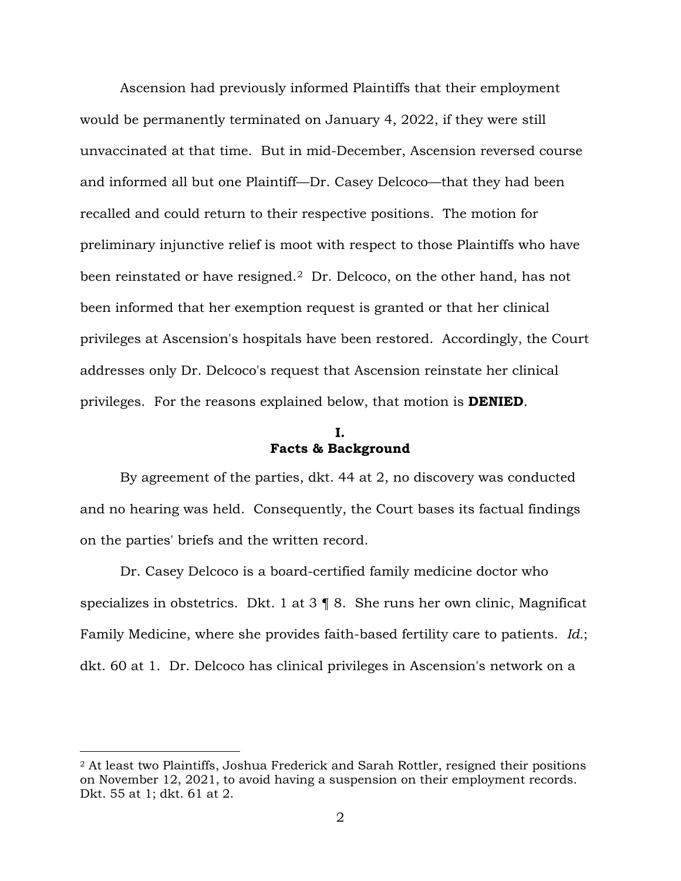Ascension had previously informed Plaintiffs that their employment would be permanently terminated on January 4, 2022, if they were still unvaccinated at that time. But in mid-December, Ascension reversed course and informed all but one Plaintiff—Dr. Casey Delcoco—that they had been recalled and could return to their respective positions. The motion for preliminary injunctive relief is moot with respect to those Plaintiffs who have been reinstated or have resigned.[2] Dr. Delcoco, on the other hand, has not been informed that her exemption request is granted or that her clinical privileges at Ascension's hospitals have been restored. Accordingly, the Court addresses only Dr. Delcoco's request that Ascension reinstate her clinical privileges. For the reasons explained below, that motion is **DENIED**.

## I.
## Facts & Background

By agreement of the parties, dkt. 44 at 2, no discovery was conducted and no hearing was held. Consequently, the Court bases its factual findings on the parties' briefs and the written record.

Dr. Casey Delcoco is a board-certified family medicine doctor who specializes in obstetrics. Dkt. 1 at 3 ¶ 8. She runs her own clinic, Magnificat Family Medicine, where she provides faith-based fertility care to patients. *Id.*; dkt. 60 at 1. Dr. Delcoco has clinical privileges in Ascension's network on a

[2] At least two Plaintiffs, Joshua Frederick and Sarah Rottler, resigned their positions on November 12, 2021, to avoid having a suspension on their employment records. Dkt. 55 at 1; dkt. 61 at 2.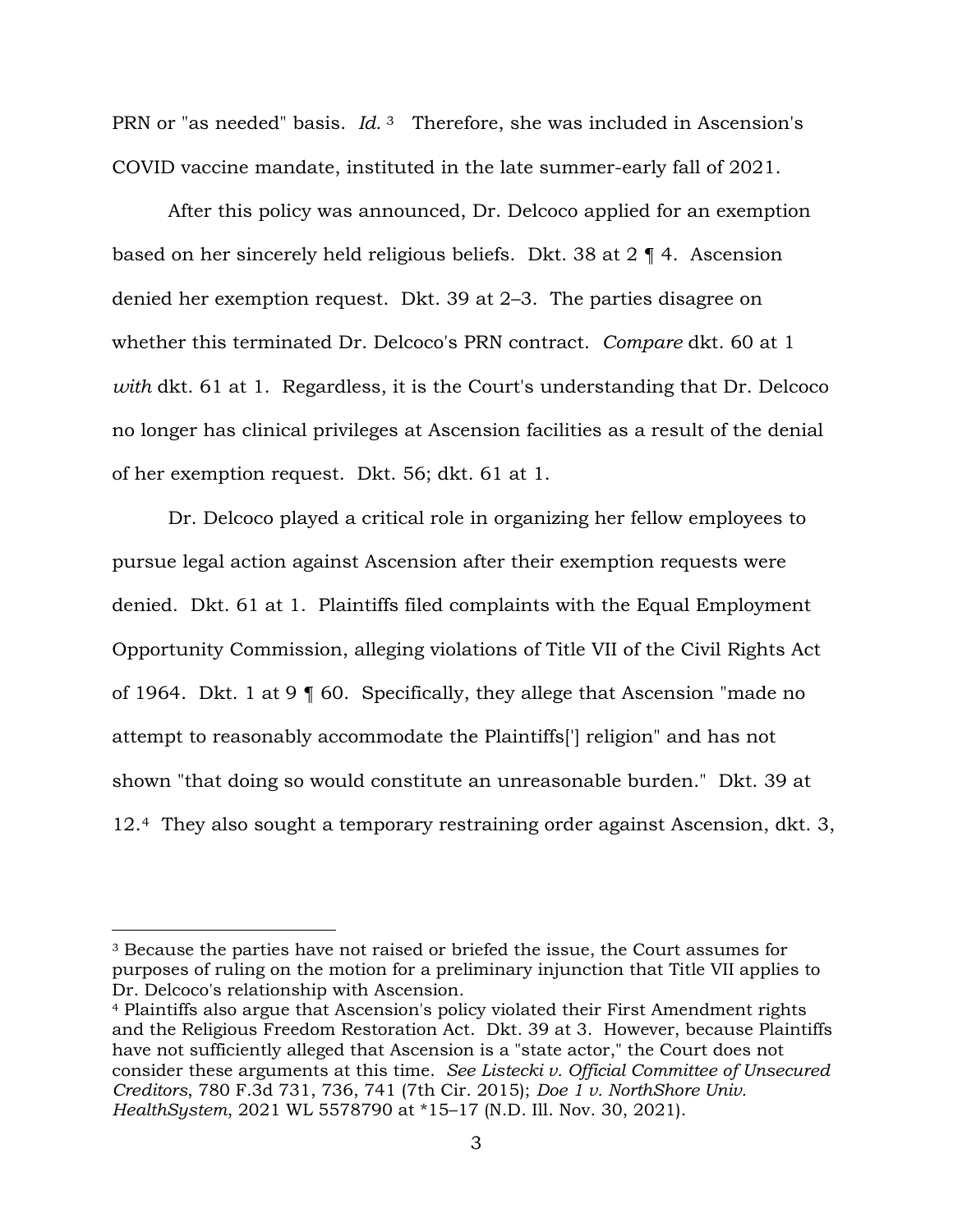PRN or "as needed" basis. *Id.* [3] Therefore, she was included in Ascension's COVID vaccine mandate, instituted in the late summer-early fall of 2021.

After this policy was announced, Dr. Delcoco applied for an exemption based on her sincerely held religious beliefs. Dkt. 38 at 2 ¶ 4. Ascension denied her exemption request. Dkt. 39 at 2–3. The parties disagree on whether this terminated Dr. Delcoco's PRN contract. *Compare* dkt. 60 at 1 *with* dkt. 61 at 1. Regardless, it is the Court's understanding that Dr. Delcoco no longer has clinical privileges at Ascension facilities as a result of the denial of her exemption request. Dkt. 56; dkt. 61 at 1.

Dr. Delcoco played a critical role in organizing her fellow employees to pursue legal action against Ascension after their exemption requests were denied. Dkt. 61 at 1. Plaintiffs filed complaints with the Equal Employment Opportunity Commission, alleging violations of Title VII of the Civil Rights Act of 1964. Dkt. 1 at 9 ¶ 60. Specifically, they allege that Ascension "made no attempt to reasonably accommodate the Plaintiffs['] religion" and has not shown "that doing so would constitute an unreasonable burden." Dkt. 39 at 12.[4] They also sought a temporary restraining order against Ascension, dkt. 3,

---

[3] Because the parties have not raised or briefed the issue, the Court assumes for purposes of ruling on the motion for a preliminary injunction that Title VII applies to Dr. Delcoco's relationship with Ascension.

[4] Plaintiffs also argue that Ascension's policy violated their First Amendment rights and the Religious Freedom Restoration Act. Dkt. 39 at 3. However, because Plaintiffs have not sufficiently alleged that Ascension is a "state actor," the Court does not consider these arguments at this time. *See Listecki v. Official Committee of Unsecured Creditors*, 780 F.3d 731, 736, 741 (7th Cir. 2015); *Doe 1 v. NorthShore Univ. HealthSystem*, 2021 WL 5578790 at *15–17 (N.D. Ill. Nov. 30, 2021).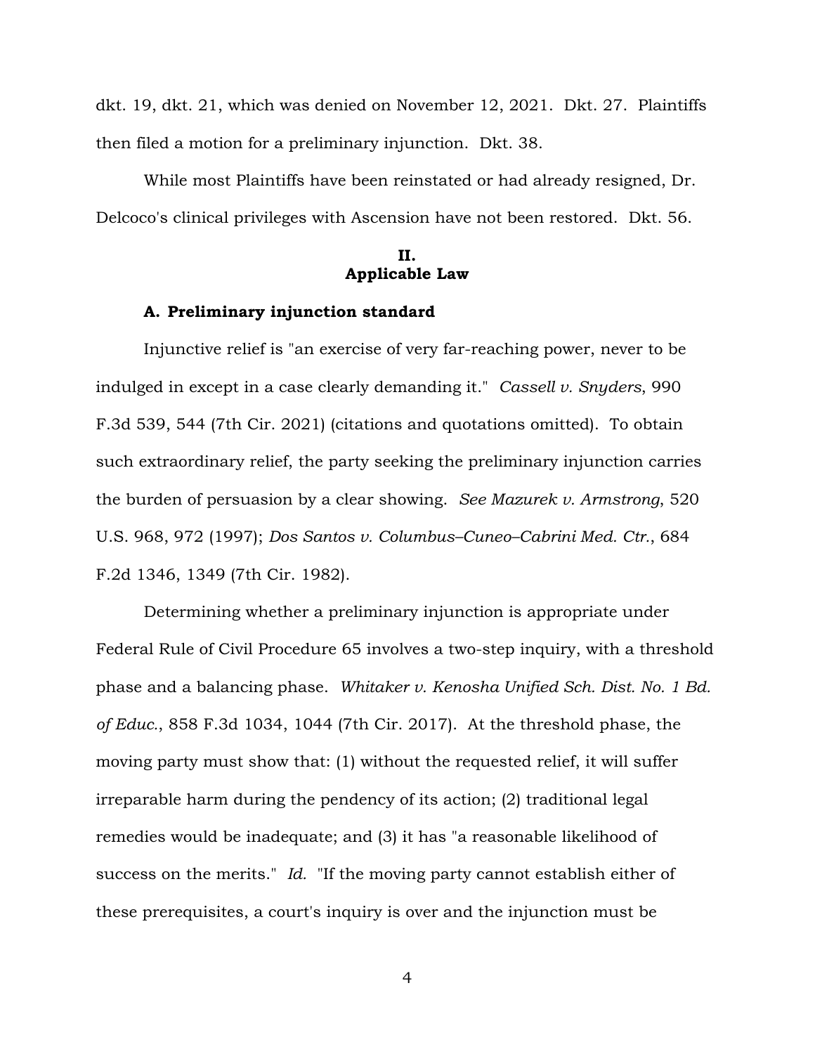dkt. 19, dkt. 21, which was denied on November 12, 2021. Dkt. 27. Plaintiffs then filed a motion for a preliminary injunction. Dkt. 38.

While most Plaintiffs have been reinstated or had already resigned, Dr. Delcoco's clinical privileges with Ascension have not been restored. Dkt. 56.

## II.
## Applicable Law

### A. Preliminary injunction standard

Injunctive relief is "an exercise of very far-reaching power, never to be indulged in except in a case clearly demanding it." *Cassell v. Snyders*, 990 F.3d 539, 544 (7th Cir. 2021) (citations and quotations omitted). To obtain such extraordinary relief, the party seeking the preliminary injunction carries the burden of persuasion by a clear showing. *See Mazurek v. Armstrong*, 520 U.S. 968, 972 (1997); *Dos Santos v. Columbus–Cuneo–Cabrini Med. Ctr.*, 684 F.2d 1346, 1349 (7th Cir. 1982).

Determining whether a preliminary injunction is appropriate under Federal Rule of Civil Procedure 65 involves a two-step inquiry, with a threshold phase and a balancing phase. *Whitaker v. Kenosha Unified Sch. Dist. No. 1 Bd. of Educ.*, 858 F.3d 1034, 1044 (7th Cir. 2017). At the threshold phase, the moving party must show that: (1) without the requested relief, it will suffer irreparable harm during the pendency of its action; (2) traditional legal remedies would be inadequate; and (3) it has "a reasonable likelihood of success on the merits." *Id.* "If the moving party cannot establish either of these prerequisites, a court's inquiry is over and the injunction must be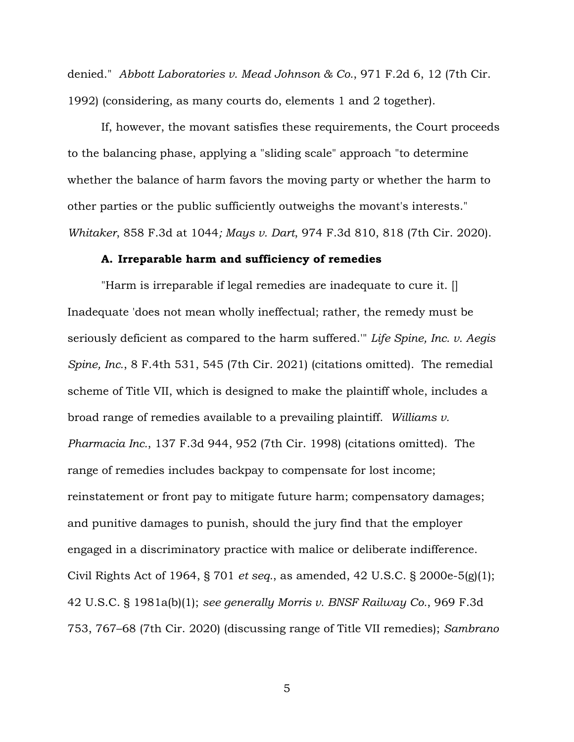denied." *Abbott Laboratories v. Mead Johnson & Co.*, 971 F.2d 6, 12 (7th Cir. 1992) (considering, as many courts do, elements 1 and 2 together).

If, however, the movant satisfies these requirements, the Court proceeds to the balancing phase, applying a "sliding scale" approach "to determine whether the balance of harm favors the moving party or whether the harm to other parties or the public sufficiently outweighs the movant's interests." *Whitaker*, 858 F.3d at 1044*; Mays v. Dart*, 974 F.3d 810, 818 (7th Cir. 2020).

### A. Irreparable harm and sufficiency of remedies

"Harm is irreparable if legal remedies are inadequate to cure it. [] Inadequate 'does not mean wholly ineffectual; rather, the remedy must be seriously deficient as compared to the harm suffered.'" *Life Spine, Inc. v. Aegis Spine, Inc.*, 8 F.4th 531, 545 (7th Cir. 2021) (citations omitted). The remedial scheme of Title VII, which is designed to make the plaintiff whole, includes a broad range of remedies available to a prevailing plaintiff. *Williams v. Pharmacia Inc.*, 137 F.3d 944, 952 (7th Cir. 1998) (citations omitted). The range of remedies includes backpay to compensate for lost income; reinstatement or front pay to mitigate future harm; compensatory damages; and punitive damages to punish, should the jury find that the employer engaged in a discriminatory practice with malice or deliberate indifference. Civil Rights Act of 1964, § 701 *et seq.*, as amended, 42 U.S.C. § 2000e-5(g)(1); 42 U.S.C. § 1981a(b)(1); *see generally Morris v. BNSF Railway Co.*, 969 F.3d 753, 767–68 (7th Cir. 2020) (discussing range of Title VII remedies); *Sambrano*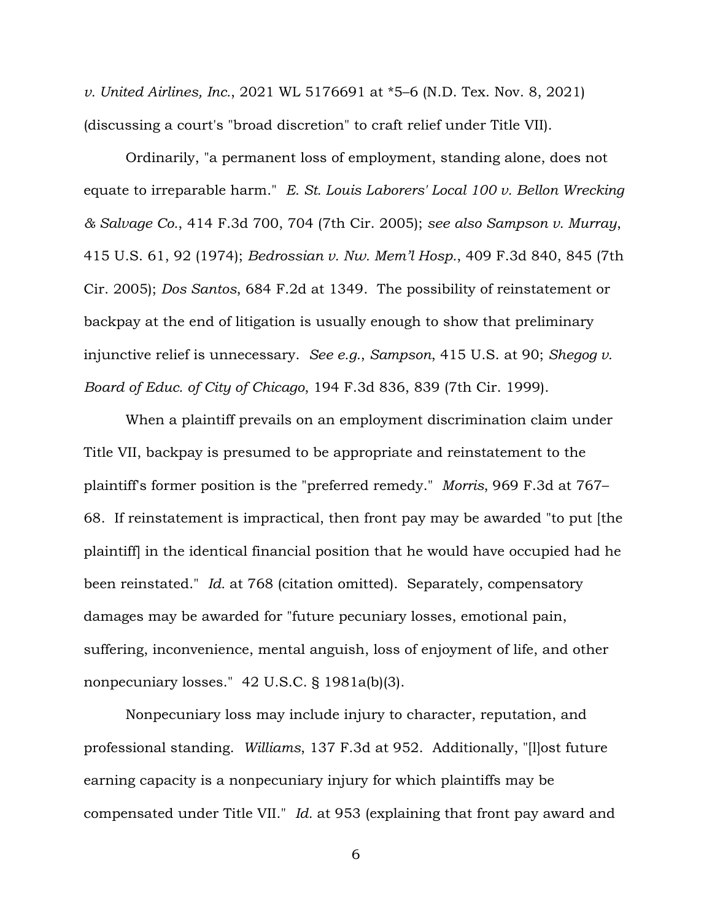*v. United Airlines, Inc.*, 2021 WL 5176691 at *5–6 (N.D. Tex. Nov. 8, 2021) (discussing a court's "broad discretion" to craft relief under Title VII).

Ordinarily, "a permanent loss of employment, standing alone, does not equate to irreparable harm." *E. St. Louis Laborers' Local 100 v. Bellon Wrecking & Salvage Co.*, 414 F.3d 700, 704 (7th Cir. 2005); *see also Sampson v. Murray*, 415 U.S. 61, 92 (1974); *Bedrossian v. Nw. Mem'l Hosp.*, 409 F.3d 840, 845 (7th Cir. 2005); *Dos Santos*, 684 F.2d at 1349. The possibility of reinstatement or backpay at the end of litigation is usually enough to show that preliminary injunctive relief is unnecessary. *See e.g.*, *Sampson*, 415 U.S. at 90; *Shegog v. Board of Educ. of City of Chicago*, 194 F.3d 836, 839 (7th Cir. 1999).

When a plaintiff prevails on an employment discrimination claim under Title VII, backpay is presumed to be appropriate and reinstatement to the plaintiff's former position is the "preferred remedy." *Morris*, 969 F.3d at 767–68. If reinstatement is impractical, then front pay may be awarded "to put [the plaintiff] in the identical financial position that he would have occupied had he been reinstated." *Id.* at 768 (citation omitted). Separately, compensatory damages may be awarded for "future pecuniary losses, emotional pain, suffering, inconvenience, mental anguish, loss of enjoyment of life, and other nonpecuniary losses." 42 U.S.C. § 1981a(b)(3).

Nonpecuniary loss may include injury to character, reputation, and professional standing. *Williams*, 137 F.3d at 952. Additionally, "[l]ost future earning capacity is a nonpecuniary injury for which plaintiffs may be compensated under Title VII." *Id.* at 953 (explaining that front pay award and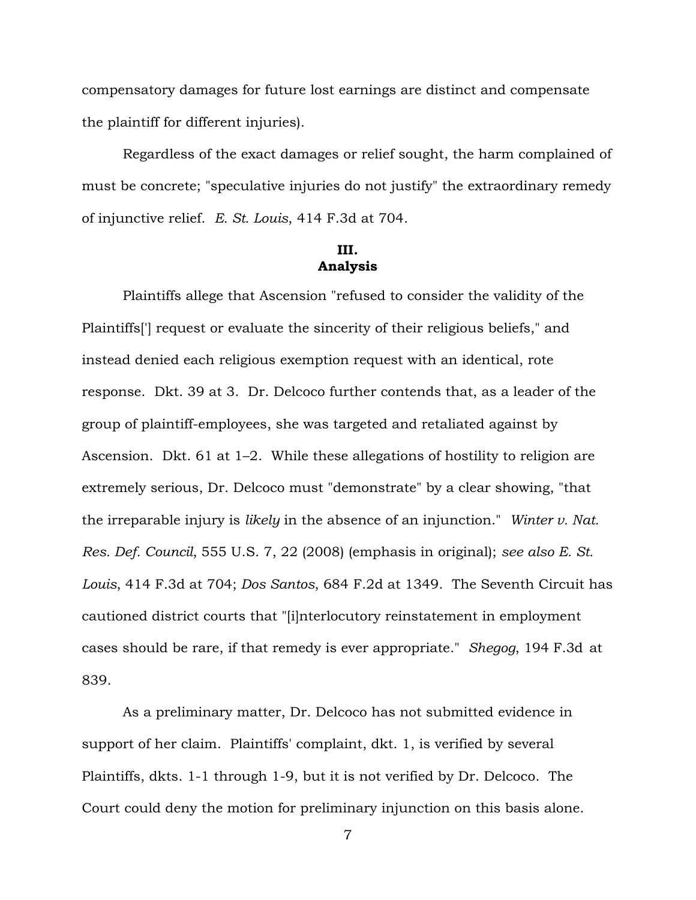compensatory damages for future lost earnings are distinct and compensate the plaintiff for different injuries).

Regardless of the exact damages or relief sought, the harm complained of must be concrete; "speculative injuries do not justify" the extraordinary remedy of injunctive relief. *E. St. Louis*, 414 F.3d at 704.

## III.
## Analysis

Plaintiffs allege that Ascension "refused to consider the validity of the Plaintiffs['] request or evaluate the sincerity of their religious beliefs," and instead denied each religious exemption request with an identical, rote response. Dkt. 39 at 3. Dr. Delcoco further contends that, as a leader of the group of plaintiff-employees, she was targeted and retaliated against by Ascension. Dkt. 61 at 1–2. While these allegations of hostility to religion are extremely serious, Dr. Delcoco must "demonstrate" by a clear showing, "that the irreparable injury is *likely* in the absence of an injunction." *Winter v. Nat. Res. Def. Council*, 555 U.S. 7, 22 (2008) (emphasis in original); *see also E. St. Louis*, 414 F.3d at 704; *Dos Santos*, 684 F.2d at 1349. The Seventh Circuit has cautioned district courts that "[i]nterlocutory reinstatement in employment cases should be rare, if that remedy is ever appropriate." *Shegog*, 194 F.3d at 839.

As a preliminary matter, Dr. Delcoco has not submitted evidence in support of her claim. Plaintiffs' complaint, dkt. 1, is verified by several Plaintiffs, dkts. 1-1 through 1-9, but it is not verified by Dr. Delcoco. The Court could deny the motion for preliminary injunction on this basis alone.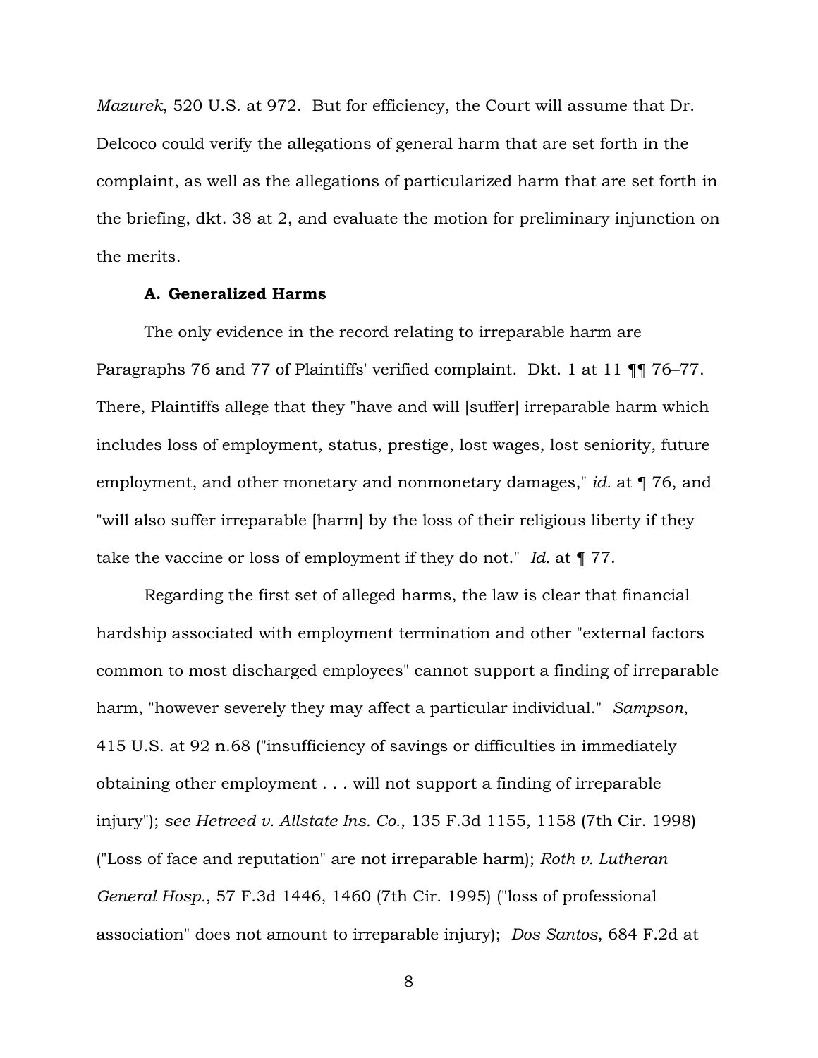*Mazurek*, 520 U.S. at 972. But for efficiency, the Court will assume that Dr. Delcoco could verify the allegations of general harm that are set forth in the complaint, as well as the allegations of particularized harm that are set forth in the briefing, dkt. 38 at 2, and evaluate the motion for preliminary injunction on the merits.

### A. Generalized Harms

The only evidence in the record relating to irreparable harm are Paragraphs 76 and 77 of Plaintiffs' verified complaint. Dkt. 1 at 11 ¶¶ 76–77. There, Plaintiffs allege that they "have and will [suffer] irreparable harm which includes loss of employment, status, prestige, lost wages, lost seniority, future employment, and other monetary and nonmonetary damages," *id.* at ¶ 76, and "will also suffer irreparable [harm] by the loss of their religious liberty if they take the vaccine or loss of employment if they do not." *Id.* at ¶ 77.

Regarding the first set of alleged harms, the law is clear that financial hardship associated with employment termination and other "external factors common to most discharged employees" cannot support a finding of irreparable harm, "however severely they may affect a particular individual." *Sampson*, 415 U.S. at 92 n.68 ("insufficiency of savings or difficulties in immediately obtaining other employment . . . will not support a finding of irreparable injury"); *see Hetreed v. Allstate Ins. Co.*, 135 F.3d 1155, 1158 (7th Cir. 1998) ("Loss of face and reputation" are not irreparable harm); *Roth v. Lutheran General Hosp.*, 57 F.3d 1446, 1460 (7th Cir. 1995) ("loss of professional association" does not amount to irreparable injury); *Dos Santos*, 684 F.2d at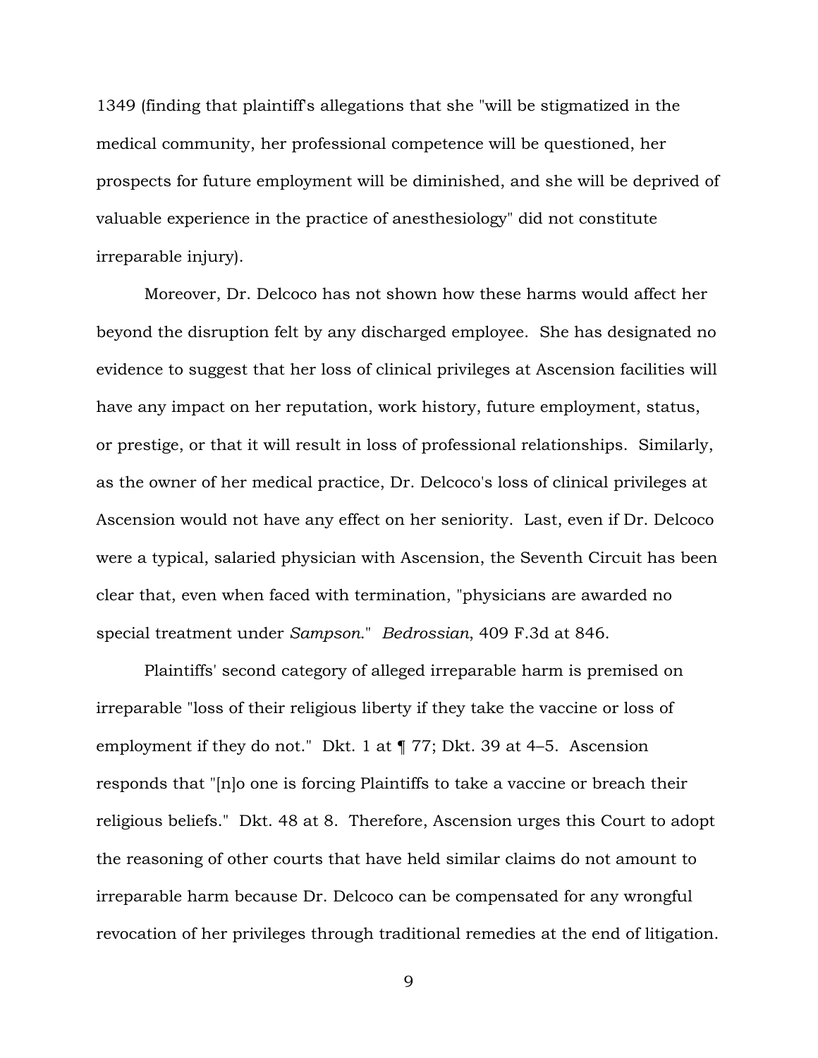1349 (finding that plaintiff's allegations that she "will be stigmatized in the medical community, her professional competence will be questioned, her prospects for future employment will be diminished, and she will be deprived of valuable experience in the practice of anesthesiology" did not constitute irreparable injury).

Moreover, Dr. Delcoco has not shown how these harms would affect her beyond the disruption felt by any discharged employee. She has designated no evidence to suggest that her loss of clinical privileges at Ascension facilities will have any impact on her reputation, work history, future employment, status, or prestige, or that it will result in loss of professional relationships. Similarly, as the owner of her medical practice, Dr. Delcoco's loss of clinical privileges at Ascension would not have any effect on her seniority. Last, even if Dr. Delcoco were a typical, salaried physician with Ascension, the Seventh Circuit has been clear that, even when faced with termination, "physicians are awarded no special treatment under *Sampson*." *Bedrossian*, 409 F.3d at 846.

Plaintiffs' second category of alleged irreparable harm is premised on irreparable "loss of their religious liberty if they take the vaccine or loss of employment if they do not." Dkt. 1 at ¶ 77; Dkt. 39 at 4–5. Ascension responds that "[n]o one is forcing Plaintiffs to take a vaccine or breach their religious beliefs." Dkt. 48 at 8. Therefore, Ascension urges this Court to adopt the reasoning of other courts that have held similar claims do not amount to irreparable harm because Dr. Delcoco can be compensated for any wrongful revocation of her privileges through traditional remedies at the end of litigation.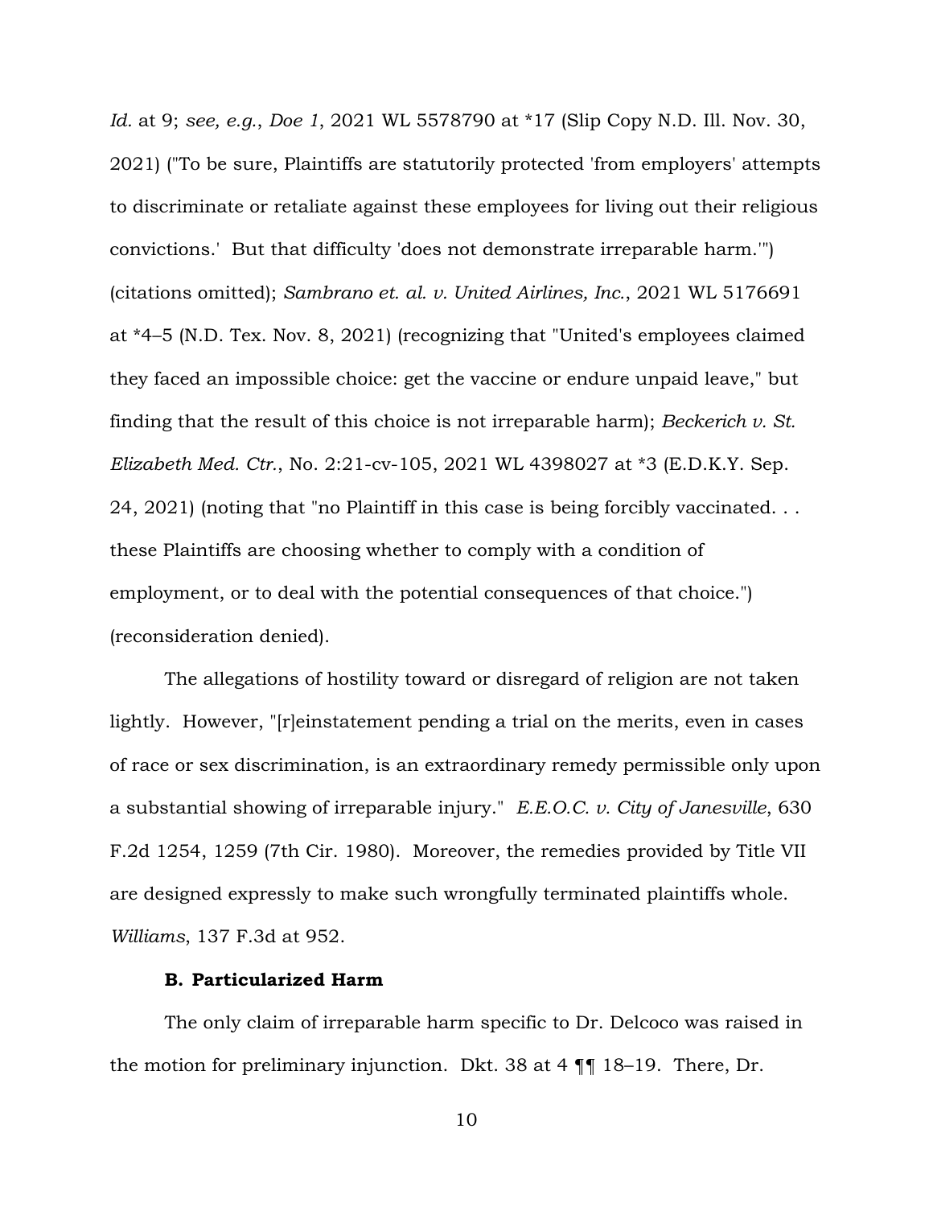*Id.* at 9; *see, e.g.*, *Doe 1*, 2021 WL 5578790 at *17 (Slip Copy N.D. Ill. Nov. 30, 2021) ("To be sure, Plaintiffs are statutorily protected 'from employers' attempts to discriminate or retaliate against these employees for living out their religious convictions.' But that difficulty 'does not demonstrate irreparable harm.'") (citations omitted); *Sambrano et. al. v. United Airlines, Inc.*, 2021 WL 5176691 at *4–5 (N.D. Tex. Nov. 8, 2021) (recognizing that "United's employees claimed they faced an impossible choice: get the vaccine or endure unpaid leave," but finding that the result of this choice is not irreparable harm); *Beckerich v. St. Elizabeth Med. Ctr.*, No. 2:21-cv-105, 2021 WL 4398027 at *3 (E.D.K.Y. Sep. 24, 2021) (noting that "no Plaintiff in this case is being forcibly vaccinated. . . these Plaintiffs are choosing whether to comply with a condition of employment, or to deal with the potential consequences of that choice.") (reconsideration denied).

The allegations of hostility toward or disregard of religion are not taken lightly. However, "[r]einstatement pending a trial on the merits, even in cases of race or sex discrimination, is an extraordinary remedy permissible only upon a substantial showing of irreparable injury." *E.E.O.C. v. City of Janesville*, 630 F.2d 1254, 1259 (7th Cir. 1980). Moreover, the remedies provided by Title VII are designed expressly to make such wrongfully terminated plaintiffs whole. *Williams*, 137 F.3d at 952.

**B. Particularized Harm**

The only claim of irreparable harm specific to Dr. Delcoco was raised in the motion for preliminary injunction. Dkt. 38 at 4 ¶¶ 18–19. There, Dr.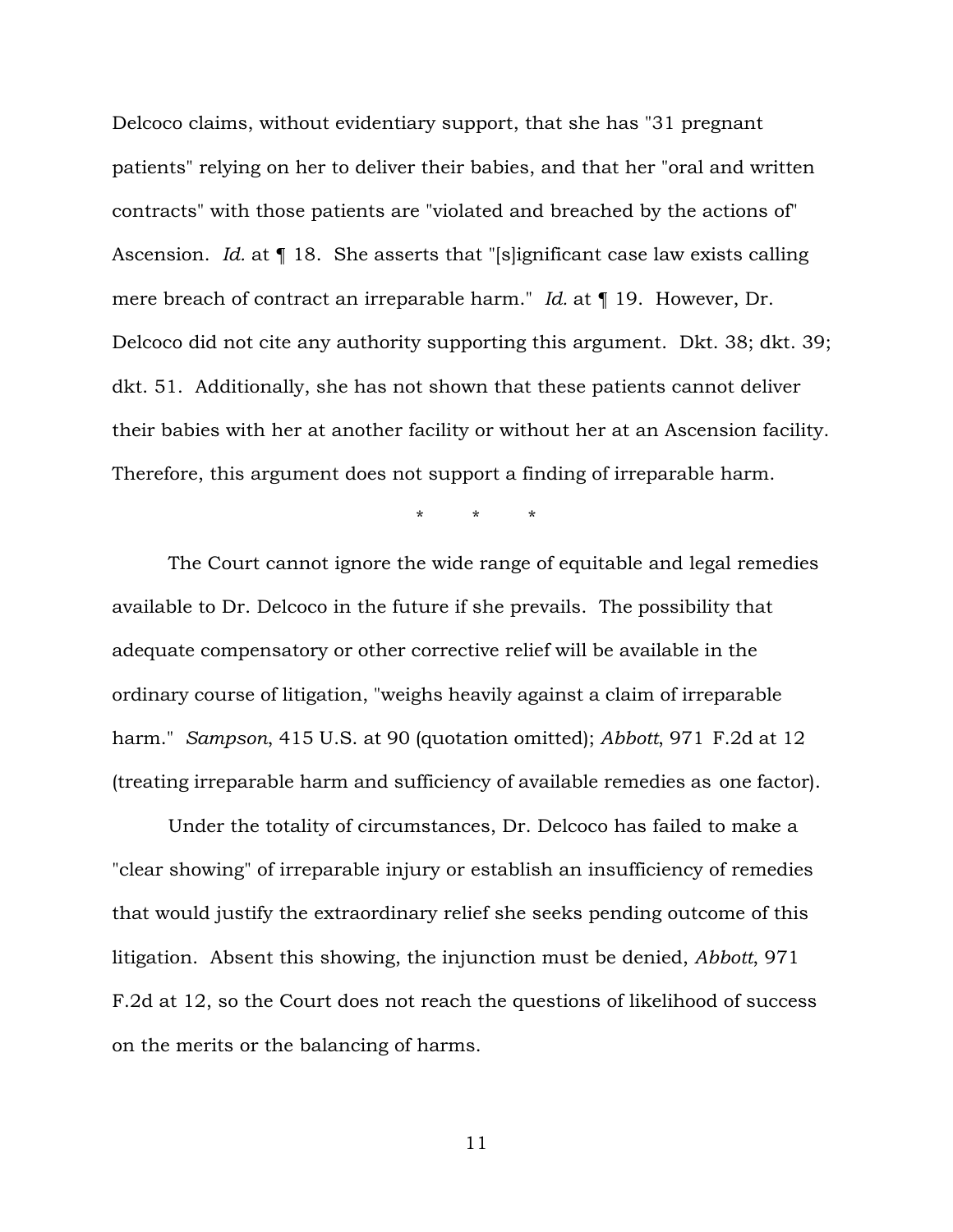Delcoco claims, without evidentiary support, that she has "31 pregnant patients" relying on her to deliver their babies, and that her "oral and written contracts" with those patients are "violated and breached by the actions of" Ascension. *Id.* at ¶ 18. She asserts that "[s]ignificant case law exists calling mere breach of contract an irreparable harm." *Id.* at ¶ 19. However, Dr. Delcoco did not cite any authority supporting this argument. Dkt. 38; dkt. 39; dkt. 51. Additionally, she has not shown that these patients cannot deliver their babies with her at another facility or without her at an Ascension facility. Therefore, this argument does not support a finding of irreparable harm.

\* \* \*

The Court cannot ignore the wide range of equitable and legal remedies available to Dr. Delcoco in the future if she prevails. The possibility that adequate compensatory or other corrective relief will be available in the ordinary course of litigation, "weighs heavily against a claim of irreparable harm." *Sampson*, 415 U.S. at 90 (quotation omitted); *Abbott*, 971 F.2d at 12 (treating irreparable harm and sufficiency of available remedies as one factor).

Under the totality of circumstances, Dr. Delcoco has failed to make a "clear showing" of irreparable injury or establish an insufficiency of remedies that would justify the extraordinary relief she seeks pending outcome of this litigation. Absent this showing, the injunction must be denied, *Abbott*, 971 F.2d at 12, so the Court does not reach the questions of likelihood of success on the merits or the balancing of harms.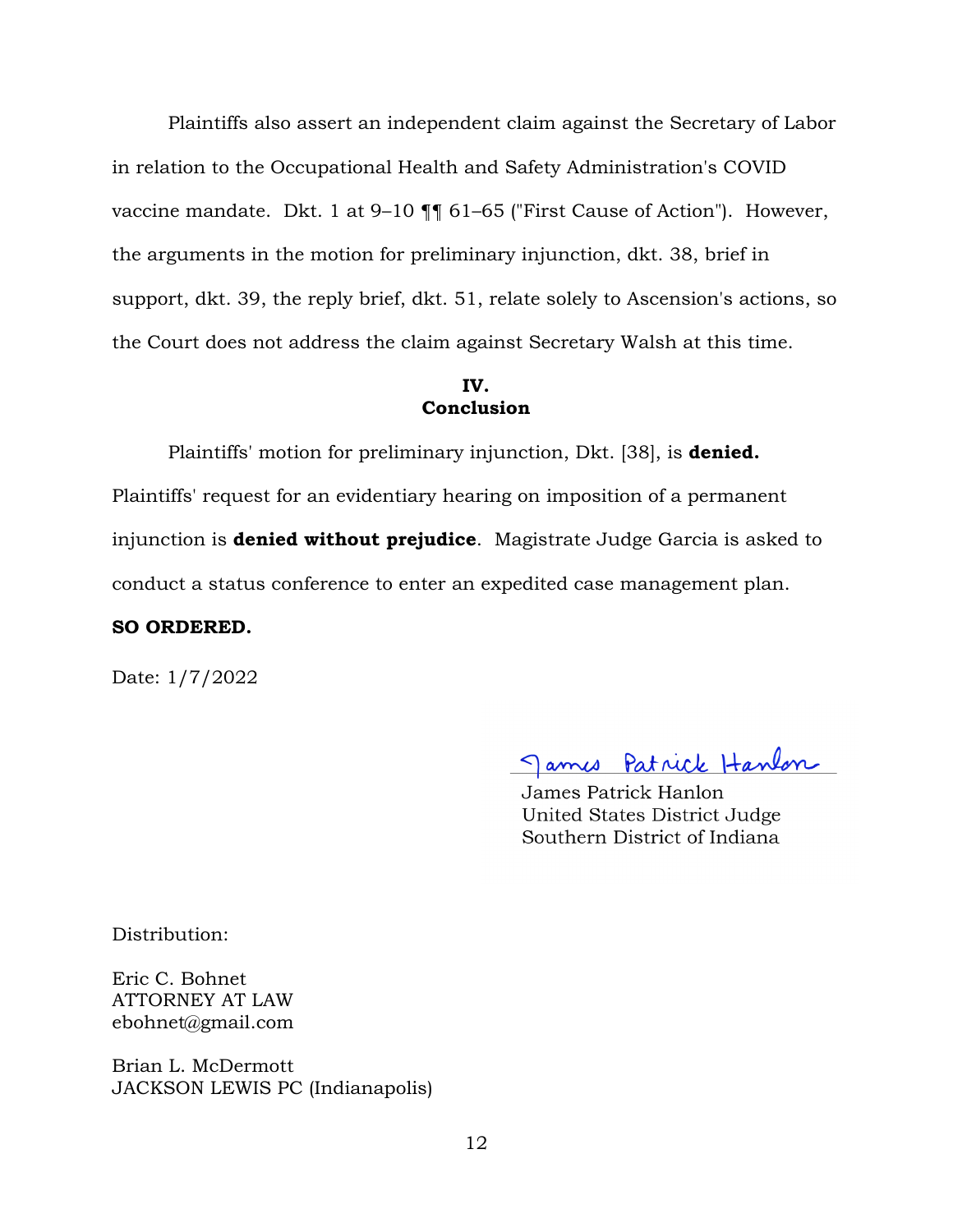Plaintiffs also assert an independent claim against the Secretary of Labor in relation to the Occupational Health and Safety Administration's COVID vaccine mandate. Dkt. 1 at 9–10 ¶¶ 61–65 ("First Cause of Action"). However, the arguments in the motion for preliminary injunction, dkt. 38, brief in support, dkt. 39, the reply brief, dkt. 51, relate solely to Ascension's actions, so the Court does not address the claim against Secretary Walsh at this time.

## IV. Conclusion

Plaintiffs' motion for preliminary injunction, Dkt. [38], is **denied.** Plaintiffs' request for an evidentiary hearing on imposition of a permanent injunction is **denied without prejudice**. Magistrate Judge Garcia is asked to conduct a status conference to enter an expedited case management plan.

**SO ORDERED.**

Date: 1/7/2022

James Patrick Hanlon
United States District Judge
Southern District of Indiana

Distribution:

Eric C. Bohnet
ATTORNEY AT LAW
ebohnet@gmail.com

Brian L. McDermott
JACKSON LEWIS PC (Indianapolis)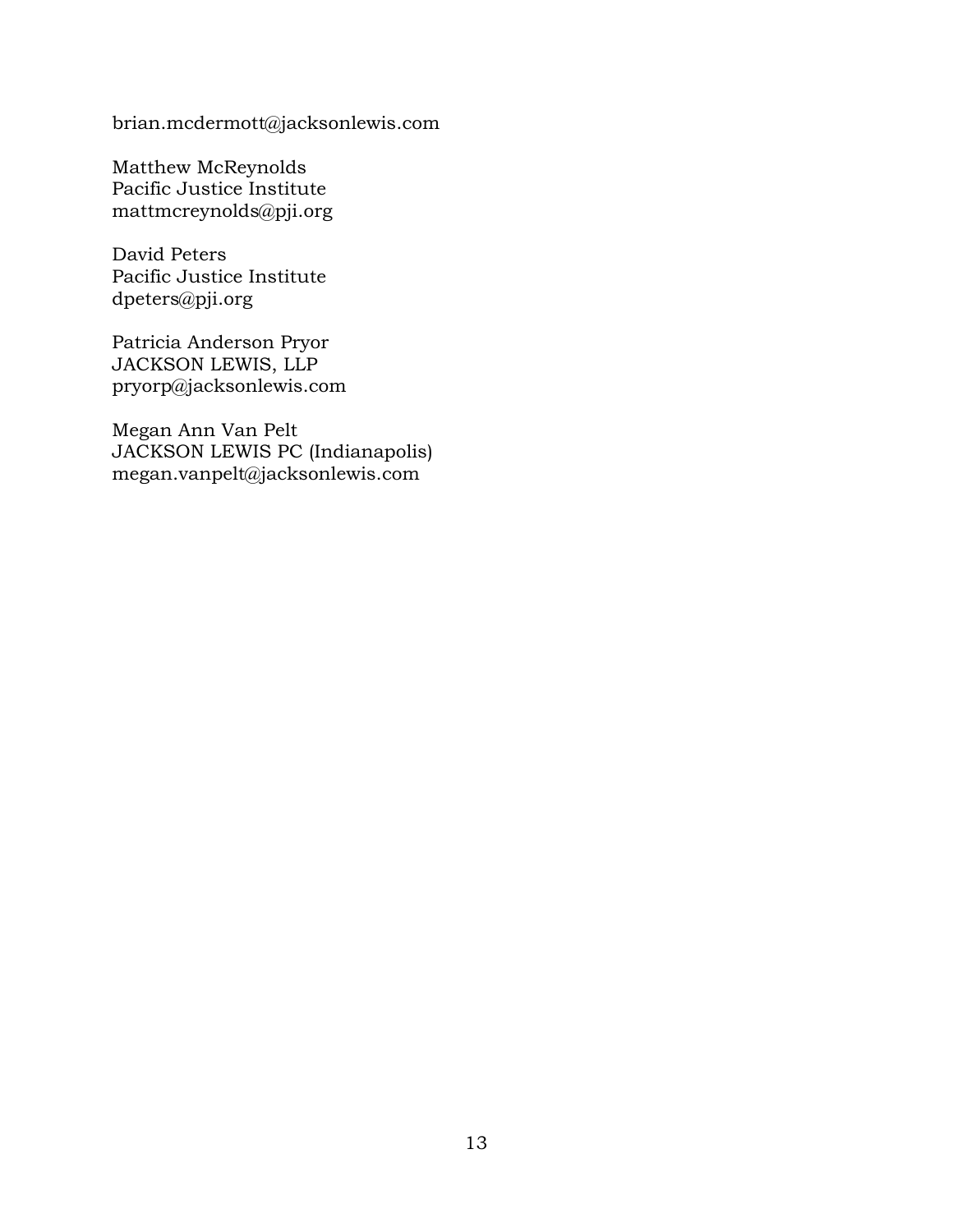brian.mcdermott@jacksonlewis.com

Matthew McReynolds
Pacific Justice Institute
mattmcreynolds@pji.org

David Peters
Pacific Justice Institute
dpeters@pji.org

Patricia Anderson Pryor
JACKSON LEWIS, LLP
pryorp@jacksonlewis.com

Megan Ann Van Pelt
JACKSON LEWIS PC (Indianapolis)
megan.vanpelt@jacksonlewis.com